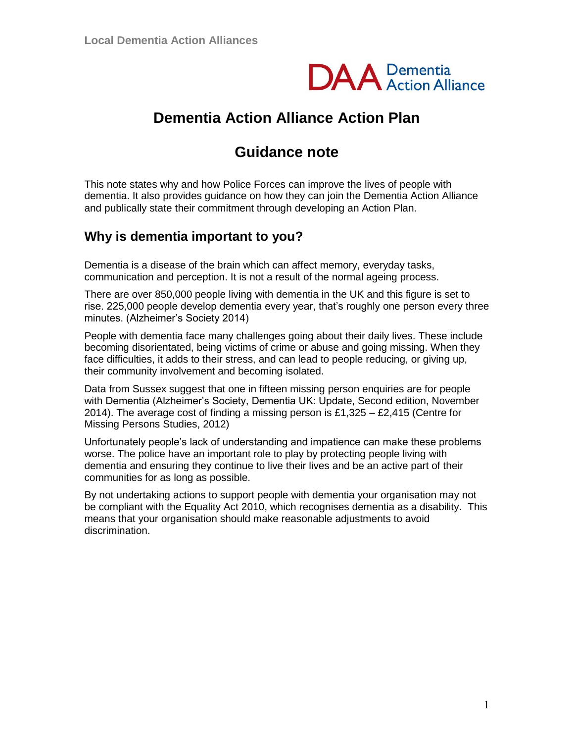# Dementia Action Alliance Action Plan

## Guidance note

This note states why and how Police Forces can improve the lives of people with dementia. It also provides guidance on how they can join the Dementia Action Alliance and publically state their commitment through developing an Action Plan.

## Why is dementia important to you?

Dementia is a disease of the brain which can affect memory, everyday tasks, communication and perception. It is not a result of the normal ageing process.

There are over 850,000 people living with dementia in the UK and this figure is set to rise. 225,000 people develop dementia every year, that's roughly one person every three minutes. (Alzheimer's Society 2014)

People with dementia face many challenges going about their daily lives. These include becoming disorientated, being victims of crime or abuse and going missing. When they face difficulties, it adds to their stress, and can lead to people reducing, or giving up, their community involvement and becoming isolated.

Data from Sussex suggest that one in fifteen missing person enquiries are for people with Dementia (Alzheimer's Society, Dementia UK: Update, Second edition, November 2014). The average cost of finding a missing person is £1,325 – £2,415 (Centre for Missing Persons Studies, 2012)

Unfortunately people's lack of understanding and impatience can make these problems worse. The police have an important role to play by protecting people living with dementia and ensuring they continue to live their lives and be an active part of their communities for as long as possible.

By not undertaking actions to support people with dementia your organisation may not be compliant with the Equality Act 2010, which recognises dementia as a disability. This means that your organisation should make reasonable adjustments to avoid discrimination.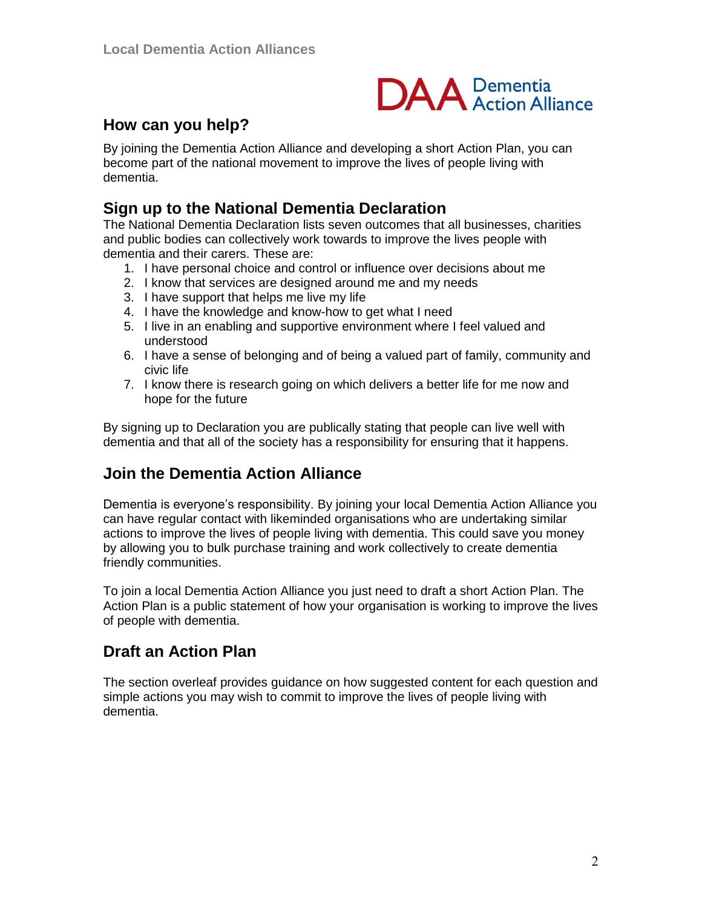## How can you help?

By joining the Dementia Action Alliance and developing a short Action Plan, you can become part of the national movement to improve the lives of people living with dementia.

## Sign up to the National Dementia Declaration

The National Dementia Declaration lists seven outcomes that all businesses, charities and public bodies can collectively work towards to improve the lives people with dementia and their carers. These are:

1. I have personal choice and control or influence over decisions about me
2. I know that services are designed around me and my needs
3. I have support that helps me live my life
4. I have the knowledge and know-how to get what I need
5. I live in an enabling and supportive environment where I feel valued and understood
6. I have a sense of belonging and of being a valued part of family, community and civic life
7. I know there is research going on which delivers a better life for me now and hope for the future

By signing up to Declaration you are publically stating that people can live well with dementia and that all of the society has a responsibility for ensuring that it happens.

## Join the Dementia Action Alliance

Dementia is everyone's responsibility. By joining your local Dementia Action Alliance you can have regular contact with likeminded organisations who are undertaking similar actions to improve the lives of people living with dementia. This could save you money by allowing you to bulk purchase training and work collectively to create dementia friendly communities.

To join a local Dementia Action Alliance you just need to draft a short Action Plan. The Action Plan is a public statement of how your organisation is working to improve the lives of people with dementia.

## Draft an Action Plan

The section overleaf provides guidance on how suggested content for each question and simple actions you may wish to commit to improve the lives of people living with dementia.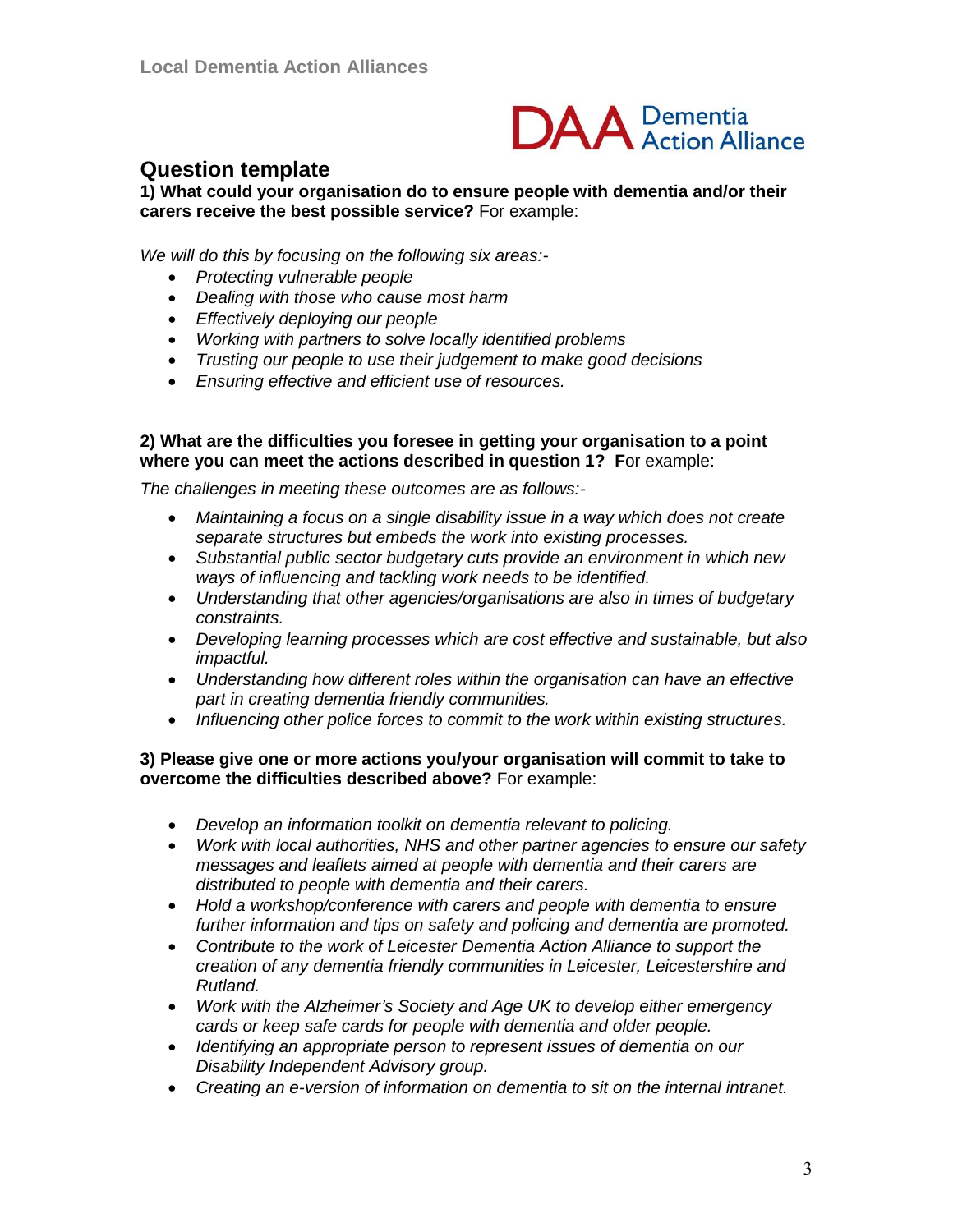## Question template

**1) What could your organisation do to ensure people with dementia and/or their carers receive the best possible service?** For example:

*We will do this by focusing on the following six areas:-*

- *Protecting vulnerable people*
- *Dealing with those who cause most harm*
- *Effectively deploying our people*
- *Working with partners to solve locally identified problems*
- *Trusting our people to use their judgement to make good decisions*
- *Ensuring effective and efficient use of resources.*

**2) What are the difficulties you foresee in getting your organisation to a point where you can meet the actions described in question 1? F**or example:

*The challenges in meeting these outcomes are as follows:-*

- *Maintaining a focus on a single disability issue in a way which does not create separate structures but embeds the work into existing processes.*
- *Substantial public sector budgetary cuts provide an environment in which new ways of influencing and tackling work needs to be identified.*
- *Understanding that other agencies/organisations are also in times of budgetary constraints.*
- *Developing learning processes which are cost effective and sustainable, but also impactful.*
- *Understanding how different roles within the organisation can have an effective part in creating dementia friendly communities.*
- *Influencing other police forces to commit to the work within existing structures.*

**3) Please give one or more actions you/your organisation will commit to take to overcome the difficulties described above?** For example:

- *Develop an information toolkit on dementia relevant to policing.*
- *Work with local authorities, NHS and other partner agencies to ensure our safety messages and leaflets aimed at people with dementia and their carers are distributed to people with dementia and their carers.*
- *Hold a workshop/conference with carers and people with dementia to ensure further information and tips on safety and policing and dementia are promoted.*
- *Contribute to the work of Leicester Dementia Action Alliance to support the creation of any dementia friendly communities in Leicester, Leicestershire and Rutland.*
- *Work with the Alzheimer's Society and Age UK to develop either emergency cards or keep safe cards for people with dementia and older people.*
- *Identifying an appropriate person to represent issues of dementia on our Disability Independent Advisory group.*
- *Creating an e-version of information on dementia to sit on the internal intranet.*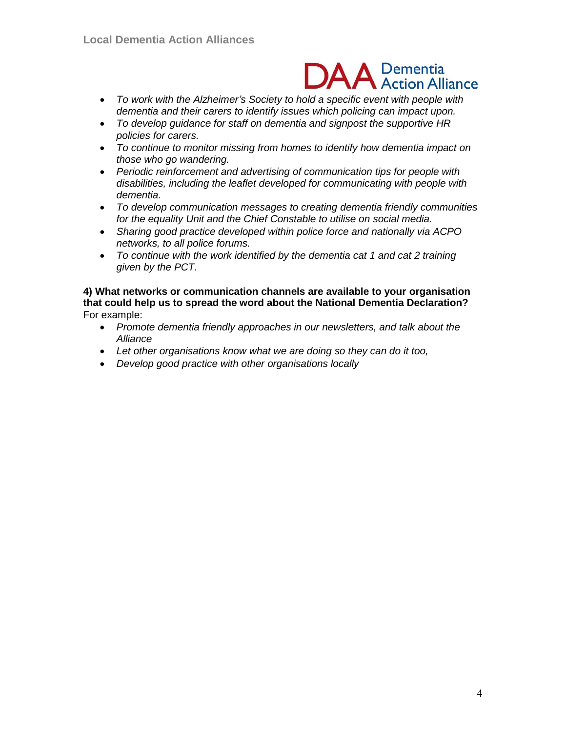- *To work with the Alzheimer's Society to hold a specific event with people with dementia and their carers to identify issues which policing can impact upon.*
- *To develop guidance for staff on dementia and signpost the supportive HR policies for carers.*
- *To continue to monitor missing from homes to identify how dementia impact on those who go wandering.*
- *Periodic reinforcement and advertising of communication tips for people with disabilities, including the leaflet developed for communicating with people with dementia.*
- *To develop communication messages to creating dementia friendly communities for the equality Unit and the Chief Constable to utilise on social media.*
- *Sharing good practice developed within police force and nationally via ACPO networks, to all police forums.*
- *To continue with the work identified by the dementia cat 1 and cat 2 training given by the PCT.*

**4) What networks or communication channels are available to your organisation that could help us to spread the word about the National Dementia Declaration?**
For example:

- *Promote dementia friendly approaches in our newsletters, and talk about the Alliance*
- *Let other organisations know what we are doing so they can do it too,*
- *Develop good practice with other organisations locally*